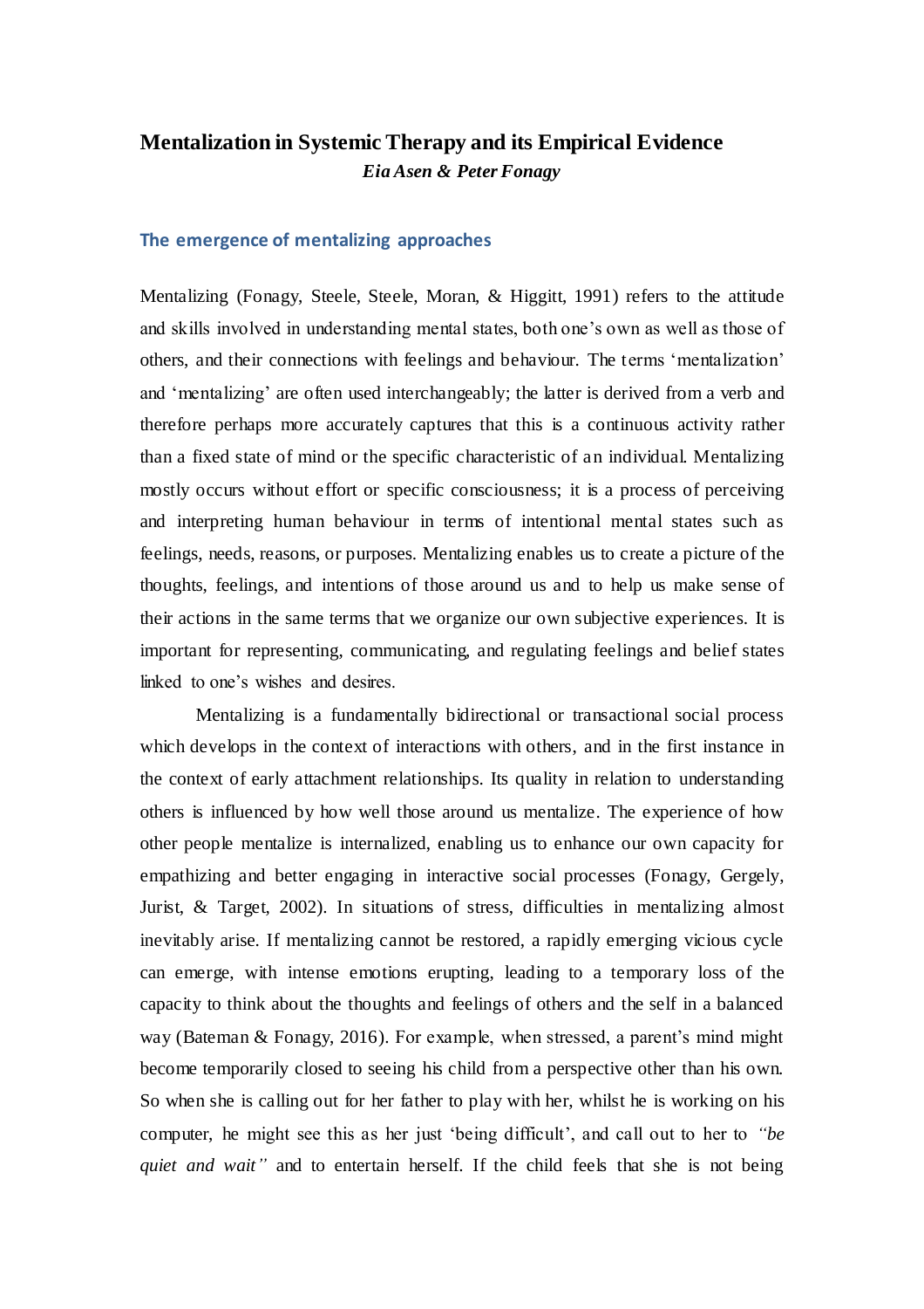# Mentalization in Systemic Therapy and its Empirical Evidence

***Eia Asen & Peter Fonagy***

## The emergence of mentalizing approaches

Mentalizing (Fonagy, Steele, Steele, Moran, & Higgitt, 1991) refers to the attitude and skills involved in understanding mental states, both one's own as well as those of others, and their connections with feelings and behaviour. The terms 'mentalization' and 'mentalizing' are often used interchangeably; the latter is derived from a verb and therefore perhaps more accurately captures that this is a continuous activity rather than a fixed state of mind or the specific characteristic of an individual. Mentalizing mostly occurs without effort or specific consciousness; it is a process of perceiving and interpreting human behaviour in terms of intentional mental states such as feelings, needs, reasons, or purposes. Mentalizing enables us to create a picture of the thoughts, feelings, and intentions of those around us and to help us make sense of their actions in the same terms that we organize our own subjective experiences. It is important for representing, communicating, and regulating feelings and belief states linked to one's wishes and desires.

Mentalizing is a fundamentally bidirectional or transactional social process which develops in the context of interactions with others, and in the first instance in the context of early attachment relationships. Its quality in relation to understanding others is influenced by how well those around us mentalize. The experience of how other people mentalize is internalized, enabling us to enhance our own capacity for empathizing and better engaging in interactive social processes (Fonagy, Gergely, Jurist, & Target, 2002). In situations of stress, difficulties in mentalizing almost inevitably arise. If mentalizing cannot be restored, a rapidly emerging vicious cycle can emerge, with intense emotions erupting, leading to a temporary loss of the capacity to think about the thoughts and feelings of others and the self in a balanced way (Bateman & Fonagy, 2016). For example, when stressed, a parent's mind might become temporarily closed to seeing his child from a perspective other than his own. So when she is calling out for her father to play with her, whilst he is working on his computer, he might see this as her just 'being difficult', and call out to her to *"be quiet and wait"* and to entertain herself. If the child feels that she is not being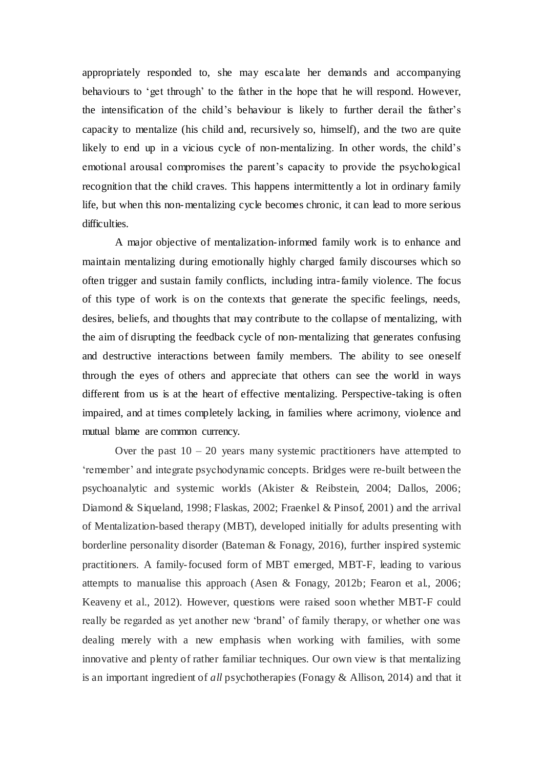appropriately responded to, she may escalate her demands and accompanying behaviours to 'get through' to the father in the hope that he will respond. However, the intensification of the child's behaviour is likely to further derail the father's capacity to mentalize (his child and, recursively so, himself), and the two are quite likely to end up in a vicious cycle of non-mentalizing. In other words, the child's emotional arousal compromises the parent's capacity to provide the psychological recognition that the child craves. This happens intermittently a lot in ordinary family life, but when this non-mentalizing cycle becomes chronic, it can lead to more serious difficulties.

A major objective of mentalization-informed family work is to enhance and maintain mentalizing during emotionally highly charged family discourses which so often trigger and sustain family conflicts, including intra-family violence. The focus of this type of work is on the contexts that generate the specific feelings, needs, desires, beliefs, and thoughts that may contribute to the collapse of mentalizing, with the aim of disrupting the feedback cycle of non-mentalizing that generates confusing and destructive interactions between family members. The ability to see oneself through the eyes of others and appreciate that others can see the world in ways different from us is at the heart of effective mentalizing. Perspective-taking is often impaired, and at times completely lacking, in families where acrimony, violence and mutual blame are common currency.

Over the past 10 – 20 years many systemic practitioners have attempted to 'remember' and integrate psychodynamic concepts. Bridges were re-built between the psychoanalytic and systemic worlds (Akister & Reibstein, 2004; Dallos, 2006; Diamond & Siqueland, 1998; Flaskas, 2002; Fraenkel & Pinsof, 2001) and the arrival of Mentalization-based therapy (MBT), developed initially for adults presenting with borderline personality disorder (Bateman & Fonagy, 2016), further inspired systemic practitioners. A family-focused form of MBT emerged, MBT-F, leading to various attempts to manualise this approach (Asen & Fonagy, 2012b; Fearon et al., 2006; Keaveny et al., 2012). However, questions were raised soon whether MBT-F could really be regarded as yet another new 'brand' of family therapy, or whether one was dealing merely with a new emphasis when working with families, with some innovative and plenty of rather familiar techniques. Our own view is that mentalizing is an important ingredient of *all* psychotherapies (Fonagy & Allison, 2014) and that it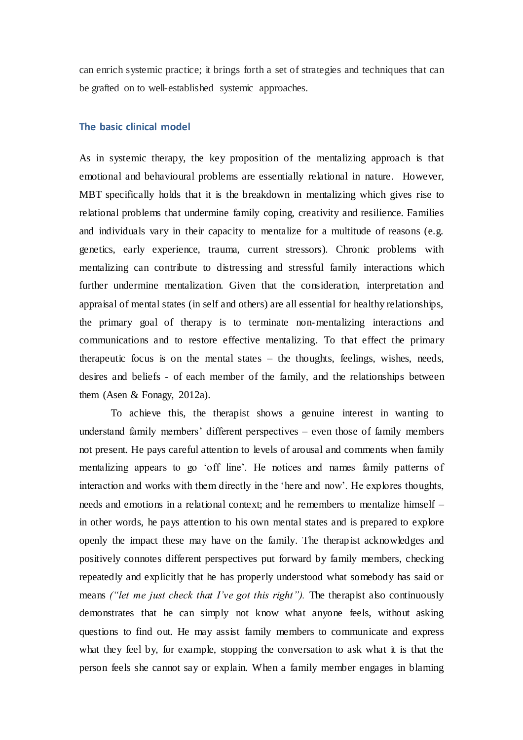can enrich systemic practice; it brings forth a set of strategies and techniques that can be grafted on to well-established systemic approaches.

### The basic clinical model

As in systemic therapy, the key proposition of the mentalizing approach is that emotional and behavioural problems are essentially relational in nature. However, MBT specifically holds that it is the breakdown in mentalizing which gives rise to relational problems that undermine family coping, creativity and resilience. Families and individuals vary in their capacity to mentalize for a multitude of reasons (e.g. genetics, early experience, trauma, current stressors). Chronic problems with mentalizing can contribute to distressing and stressful family interactions which further undermine mentalization. Given that the consideration, interpretation and appraisal of mental states (in self and others) are all essential for healthy relationships, the primary goal of therapy is to terminate non-mentalizing interactions and communications and to restore effective mentalizing. To that effect the primary therapeutic focus is on the mental states – the thoughts, feelings, wishes, needs, desires and beliefs - of each member of the family, and the relationships between them (Asen & Fonagy, 2012a).

To achieve this, the therapist shows a genuine interest in wanting to understand family members' different perspectives – even those of family members not present. He pays careful attention to levels of arousal and comments when family mentalizing appears to go 'off line'. He notices and names family patterns of interaction and works with them directly in the 'here and now'. He explores thoughts, needs and emotions in a relational context; and he remembers to mentalize himself – in other words, he pays attention to his own mental states and is prepared to explore openly the impact these may have on the family. The therapist acknowledges and positively connotes different perspectives put forward by family members, checking repeatedly and explicitly that he has properly understood what somebody has said or means *("let me just check that I've got this right").* The therapist also continuously demonstrates that he can simply not know what anyone feels, without asking questions to find out. He may assist family members to communicate and express what they feel by, for example, stopping the conversation to ask what it is that the person feels she cannot say or explain. When a family member engages in blaming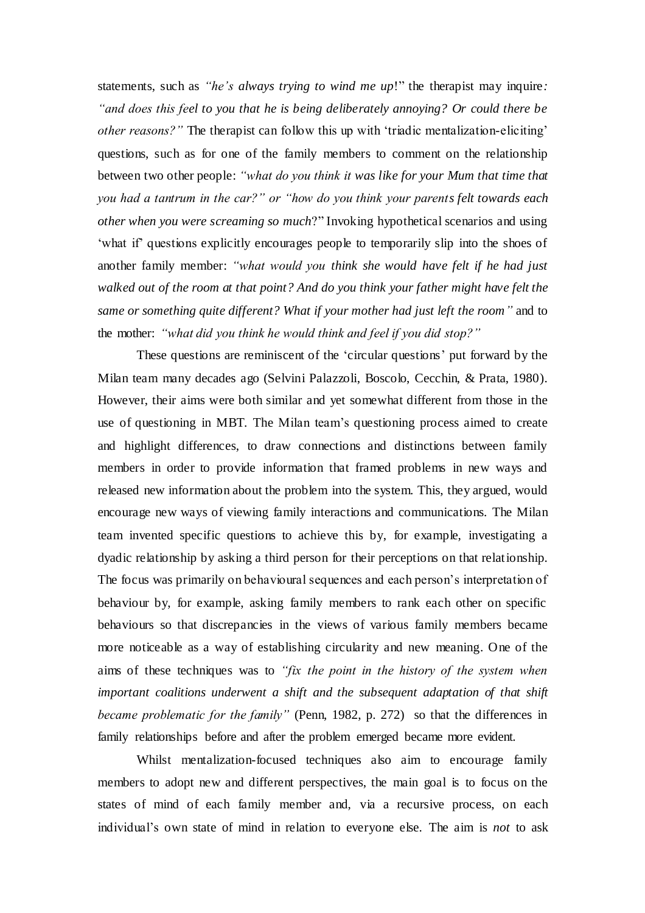statements, such as *"he's always trying to wind me up*!" the therapist may inquire*: "and does this feel to you that he is being deliberately annoying? Or could there be other reasons?"* The therapist can follow this up with 'triadic mentalization-eliciting' questions, such as for one of the family members to comment on the relationship between two other people: *"what do you think it was like for your Mum that time that you had a tantrum in the car?" or "how do you think your parents felt towards each other when you were screaming so much*?" Invoking hypothetical scenarios and using 'what if' questions explicitly encourages people to temporarily slip into the shoes of another family member: *"what would you think she would have felt if he had just walked out of the room at that point? And do you think your father might have felt the same or something quite different? What if your mother had just left the room"* and to the mother: *"what did you think he would think and feel if you did stop?"*

These questions are reminiscent of the 'circular questions' put forward by the Milan team many decades ago (Selvini Palazzoli, Boscolo, Cecchin, & Prata, 1980). However, their aims were both similar and yet somewhat different from those in the use of questioning in MBT. The Milan team's questioning process aimed to create and highlight differences, to draw connections and distinctions between family members in order to provide information that framed problems in new ways and released new information about the problem into the system. This, they argued, would encourage new ways of viewing family interactions and communications. The Milan team invented specific questions to achieve this by, for example, investigating a dyadic relationship by asking a third person for their perceptions on that relationship. The focus was primarily on behavioural sequences and each person's interpretation of behaviour by, for example, asking family members to rank each other on specific behaviours so that discrepancies in the views of various family members became more noticeable as a way of establishing circularity and new meaning. One of the aims of these techniques was to *"fix the point in the history of the system when important coalitions underwent a shift and the subsequent adaptation of that shift became problematic for the family"* (Penn, 1982, p. 272) so that the differences in family relationships before and after the problem emerged became more evident.

Whilst mentalization-focused techniques also aim to encourage family members to adopt new and different perspectives, the main goal is to focus on the states of mind of each family member and, via a recursive process, on each individual's own state of mind in relation to everyone else. The aim is *not* to ask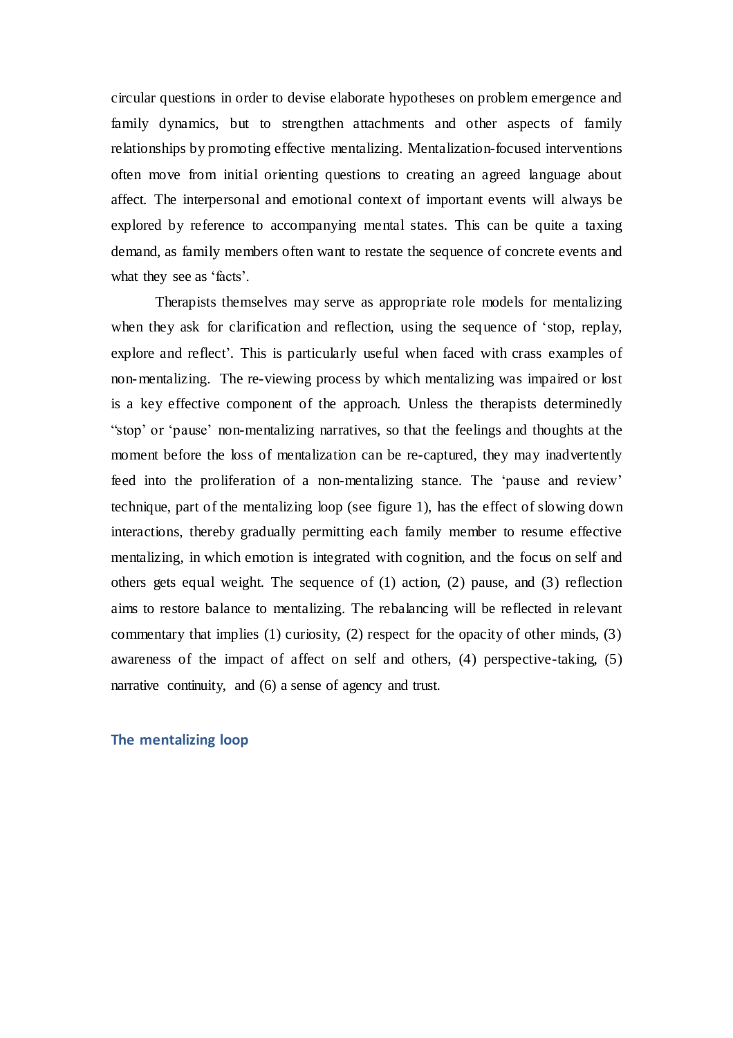circular questions in order to devise elaborate hypotheses on problem emergence and family dynamics, but to strengthen attachments and other aspects of family relationships by promoting effective mentalizing. Mentalization-focused interventions often move from initial orienting questions to creating an agreed language about affect. The interpersonal and emotional context of important events will always be explored by reference to accompanying mental states. This can be quite a taxing demand, as family members often want to restate the sequence of concrete events and what they see as 'facts'.

Therapists themselves may serve as appropriate role models for mentalizing when they ask for clarification and reflection, using the sequence of 'stop, replay, explore and reflect'. This is particularly useful when faced with crass examples of non-mentalizing. The re-viewing process by which mentalizing was impaired or lost is a key effective component of the approach. Unless the therapists determinedly "stop' or 'pause' non-mentalizing narratives, so that the feelings and thoughts at the moment before the loss of mentalization can be re-captured, they may inadvertently feed into the proliferation of a non-mentalizing stance. The 'pause and review' technique, part of the mentalizing loop (see figure 1), has the effect of slowing down interactions, thereby gradually permitting each family member to resume effective mentalizing, in which emotion is integrated with cognition, and the focus on self and others gets equal weight. The sequence of (1) action, (2) pause, and (3) reflection aims to restore balance to mentalizing. The rebalancing will be reflected in relevant commentary that implies (1) curiosity, (2) respect for the opacity of other minds, (3) awareness of the impact of affect on self and others, (4) perspective-taking, (5) narrative continuity, and (6) a sense of agency and trust.

## The mentalizing loop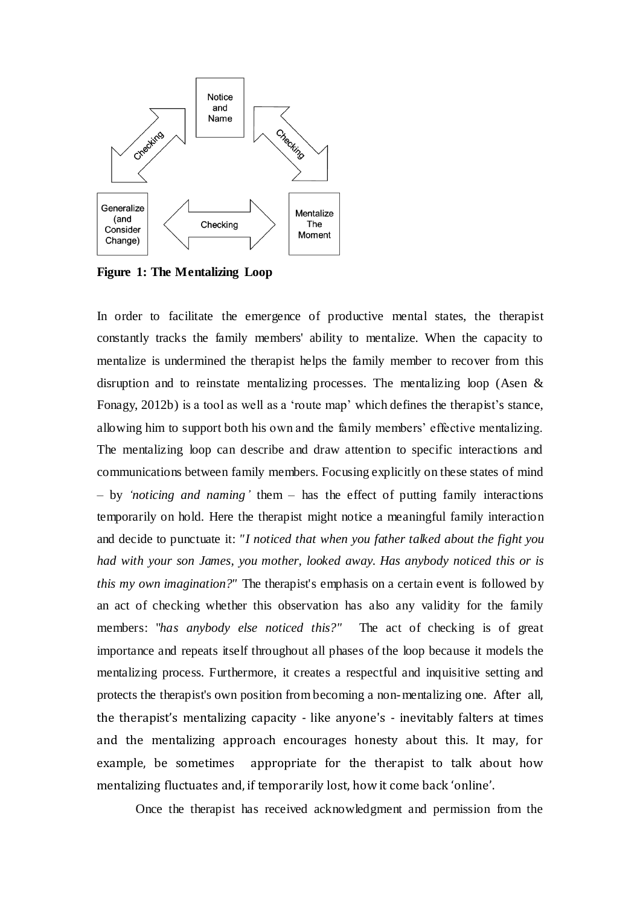Notice and Name

Checking

Checking

Generalize (and Consider Change)

Checking

Mentalize The Moment

**Figure 1: The Mentalizing Loop**

In order to facilitate the emergence of productive mental states, the therapist constantly tracks the family members' ability to mentalize. When the capacity to mentalize is undermined the therapist helps the family member to recover from this disruption and to reinstate mentalizing processes. The mentalizing loop (Asen & Fonagy, 2012b) is a tool as well as a 'route map' which defines the therapist's stance, allowing him to support both his own and the family members' effective mentalizing. The mentalizing loop can describe and draw attention to specific interactions and communications between family members. Focusing explicitly on these states of mind – by *'noticing and naming'* them – has the effect of putting family interactions temporarily on hold. Here the therapist might notice a meaningful family interaction and decide to punctuate it: *"I noticed that when you father talked about the fight you had with your son James, you mother, looked away. Has anybody noticed this or is this my own imagination?"* The therapist's emphasis on a certain event is followed by an act of checking whether this observation has also any validity for the family members: *"has anybody else noticed this?"* The act of checking is of great importance and repeats itself throughout all phases of the loop because it models the mentalizing process. Furthermore, it creates a respectful and inquisitive setting and protects the therapist's own position from becoming a non-mentalizing one. After all, the therapist's mentalizing capacity - like anyone's - inevitably falters at times and the mentalizing approach encourages honesty about this. It may, for example, be sometimes appropriate for the therapist to talk about how mentalizing fluctuates and, if temporarily lost, how it come back 'online'.

Once the therapist has received acknowledgment and permission from the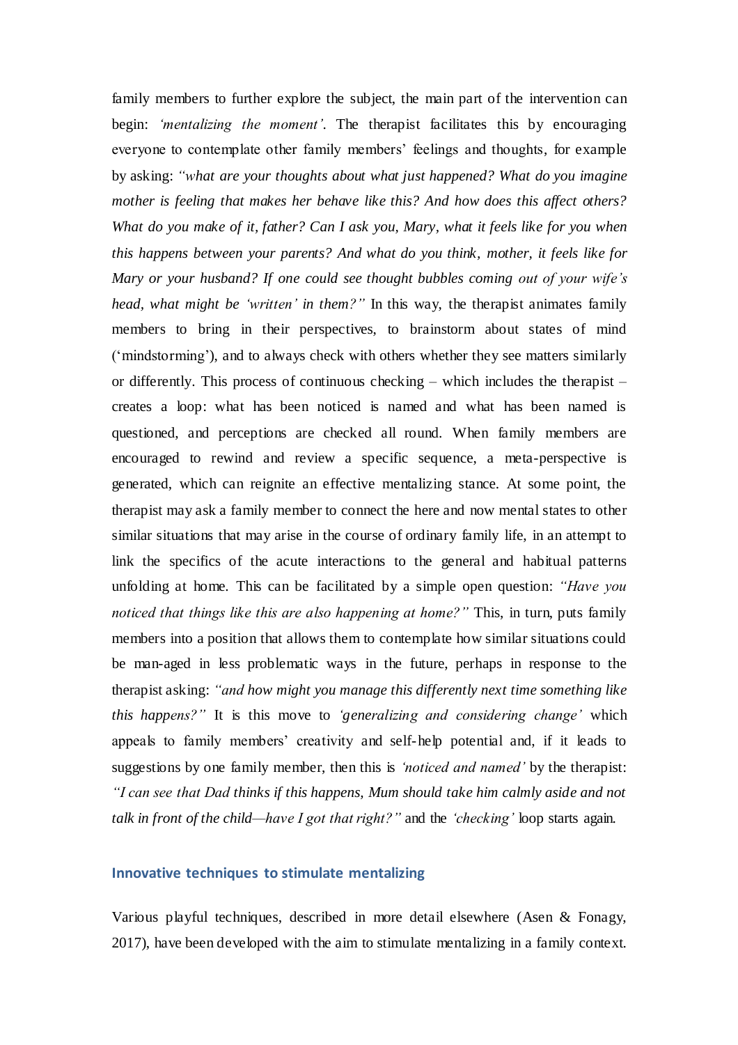family members to further explore the subject, the main part of the intervention can begin: *'mentalizing the moment'*. The therapist facilitates this by encouraging everyone to contemplate other family members' feelings and thoughts, for example by asking: *"what are your thoughts about what just happened? What do you imagine mother is feeling that makes her behave like this? And how does this affect others? What do you make of it, father? Can I ask you, Mary, what it feels like for you when this happens between your parents? And what do you think, mother, it feels like for Mary or your husband? If one could see thought bubbles coming out of your wife's head, what might be 'written' in them?"* In this way, the therapist animates family members to bring in their perspectives, to brainstorm about states of mind ('mindstorming'), and to always check with others whether they see matters similarly or differently. This process of continuous checking – which includes the therapist – creates a loop: what has been noticed is named and what has been named is questioned, and perceptions are checked all round. When family members are encouraged to rewind and review a specific sequence, a meta-perspective is generated, which can reignite an effective mentalizing stance. At some point, the therapist may ask a family member to connect the here and now mental states to other similar situations that may arise in the course of ordinary family life, in an attempt to link the specifics of the acute interactions to the general and habitual patterns unfolding at home. This can be facilitated by a simple open question: *"Have you noticed that things like this are also happening at home?"* This, in turn, puts family members into a position that allows them to contemplate how similar situations could be man-aged in less problematic ways in the future, perhaps in response to the therapist asking: *"and how might you manage this differently next time something like this happens?"* It is this move to *'generalizing and considering change'* which appeals to family members' creativity and self-help potential and, if it leads to suggestions by one family member, then this is *'noticed and named'* by the therapist: *"I can see that Dad thinks if this happens, Mum should take him calmly aside and not talk in front of the child—have I got that right?"* and the *'checking'* loop starts again.

## Innovative techniques to stimulate mentalizing

Various playful techniques, described in more detail elsewhere (Asen & Fonagy, 2017), have been developed with the aim to stimulate mentalizing in a family context.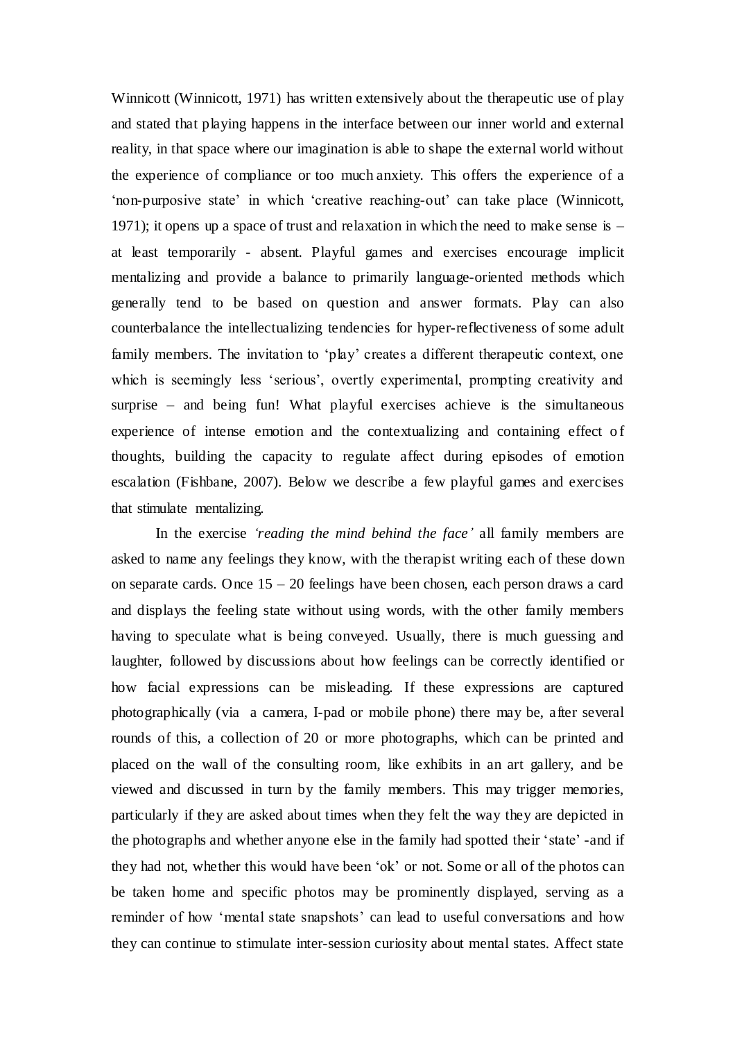Winnicott (Winnicott, 1971) has written extensively about the therapeutic use of play and stated that playing happens in the interface between our inner world and external reality, in that space where our imagination is able to shape the external world without the experience of compliance or too much anxiety. This offers the experience of a 'non-purposive state' in which 'creative reaching-out' can take place (Winnicott, 1971); it opens up a space of trust and relaxation in which the need to make sense is – at least temporarily - absent. Playful games and exercises encourage implicit mentalizing and provide a balance to primarily language-oriented methods which generally tend to be based on question and answer formats. Play can also counterbalance the intellectualizing tendencies for hyper-reflectiveness of some adult family members. The invitation to 'play' creates a different therapeutic context, one which is seemingly less 'serious', overtly experimental, prompting creativity and surprise – and being fun! What playful exercises achieve is the simultaneous experience of intense emotion and the contextualizing and containing effect of thoughts, building the capacity to regulate affect during episodes of emotion escalation (Fishbane, 2007). Below we describe a few playful games and exercises that stimulate mentalizing.

In the exercise *'reading the mind behind the face'* all family members are asked to name any feelings they know, with the therapist writing each of these down on separate cards. Once 15 – 20 feelings have been chosen, each person draws a card and displays the feeling state without using words, with the other family members having to speculate what is being conveyed. Usually, there is much guessing and laughter, followed by discussions about how feelings can be correctly identified or how facial expressions can be misleading. If these expressions are captured photographically (via a camera, I-pad or mobile phone) there may be, after several rounds of this, a collection of 20 or more photographs, which can be printed and placed on the wall of the consulting room, like exhibits in an art gallery, and be viewed and discussed in turn by the family members. This may trigger memories, particularly if they are asked about times when they felt the way they are depicted in the photographs and whether anyone else in the family had spotted their 'state' -and if they had not, whether this would have been 'ok' or not. Some or all of the photos can be taken home and specific photos may be prominently displayed, serving as a reminder of how 'mental state snapshots' can lead to useful conversations and how they can continue to stimulate inter-session curiosity about mental states. Affect state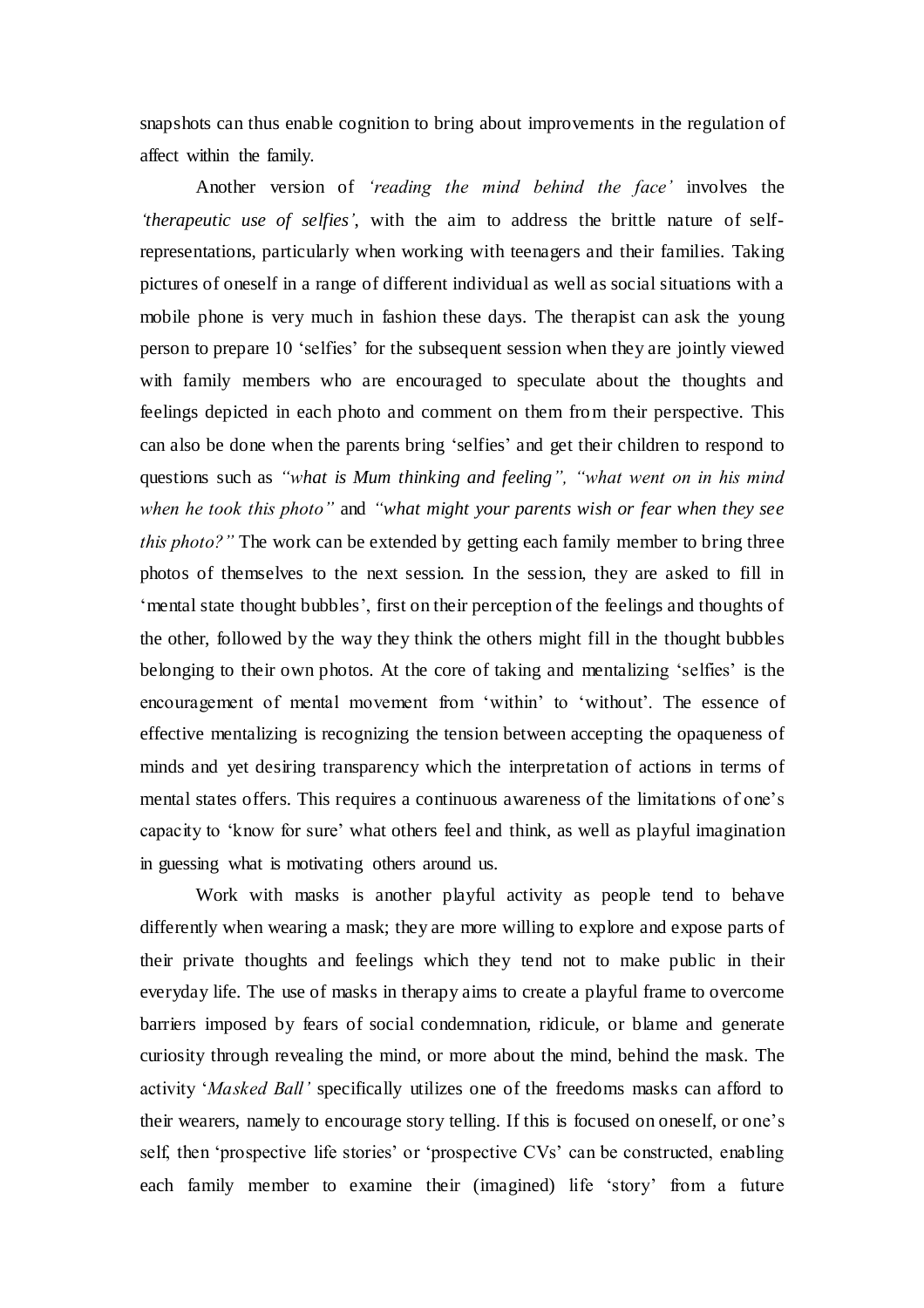snapshots can thus enable cognition to bring about improvements in the regulation of affect within the family.

Another version of *'reading the mind behind the face'* involves the *'therapeutic use of selfies'*, with the aim to address the brittle nature of self-representations, particularly when working with teenagers and their families. Taking pictures of oneself in a range of different individual as well as social situations with a mobile phone is very much in fashion these days. The therapist can ask the young person to prepare 10 'selfies' for the subsequent session when they are jointly viewed with family members who are encouraged to speculate about the thoughts and feelings depicted in each photo and comment on them from their perspective. This can also be done when the parents bring 'selfies' and get their children to respond to questions such as *"what is Mum thinking and feeling", "what went on in his mind when he took this photo"* and *"what might your parents wish or fear when they see this photo?"* The work can be extended by getting each family member to bring three photos of themselves to the next session. In the session, they are asked to fill in 'mental state thought bubbles', first on their perception of the feelings and thoughts of the other, followed by the way they think the others might fill in the thought bubbles belonging to their own photos. At the core of taking and mentalizing 'selfies' is the encouragement of mental movement from 'within' to 'without'. The essence of effective mentalizing is recognizing the tension between accepting the opaqueness of minds and yet desiring transparency which the interpretation of actions in terms of mental states offers. This requires a continuous awareness of the limitations of one's capacity to 'know for sure' what others feel and think, as well as playful imagination in guessing what is motivating others around us.

Work with masks is another playful activity as people tend to behave differently when wearing a mask; they are more willing to explore and expose parts of their private thoughts and feelings which they tend not to make public in their everyday life. The use of masks in therapy aims to create a playful frame to overcome barriers imposed by fears of social condemnation, ridicule, or blame and generate curiosity through revealing the mind, or more about the mind, behind the mask. The activity '*Masked Ball'* specifically utilizes one of the freedoms masks can afford to their wearers, namely to encourage story telling. If this is focused on oneself, or one's self, then 'prospective life stories' or 'prospective CVs' can be constructed, enabling each family member to examine their (imagined) life 'story' from a future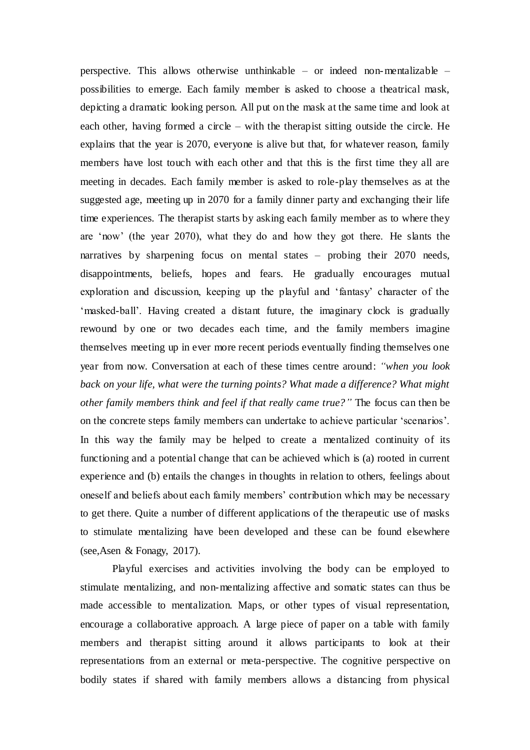perspective. This allows otherwise unthinkable – or indeed non-mentalizable – possibilities to emerge. Each family member is asked to choose a theatrical mask, depicting a dramatic looking person. All put on the mask at the same time and look at each other, having formed a circle – with the therapist sitting outside the circle. He explains that the year is 2070, everyone is alive but that, for whatever reason, family members have lost touch with each other and that this is the first time they all are meeting in decades. Each family member is asked to role-play themselves as at the suggested age, meeting up in 2070 for a family dinner party and exchanging their life time experiences. The therapist starts by asking each family member as to where they are 'now' (the year 2070), what they do and how they got there. He slants the narratives by sharpening focus on mental states – probing their 2070 needs, disappointments, beliefs, hopes and fears. He gradually encourages mutual exploration and discussion, keeping up the playful and 'fantasy' character of the 'masked-ball'. Having created a distant future, the imaginary clock is gradually rewound by one or two decades each time, and the family members imagine themselves meeting up in ever more recent periods eventually finding themselves one year from now. Conversation at each of these times centre around: *"when you look back on your life, what were the turning points? What made a difference? What might other family members think and feel if that really came true?"* The focus can then be on the concrete steps family members can undertake to achieve particular 'scenarios'. In this way the family may be helped to create a mentalized continuity of its functioning and a potential change that can be achieved which is (a) rooted in current experience and (b) entails the changes in thoughts in relation to others, feelings about oneself and beliefs about each family members' contribution which may be necessary to get there. Quite a number of different applications of the therapeutic use of masks to stimulate mentalizing have been developed and these can be found elsewhere (see,Asen & Fonagy, 2017).

Playful exercises and activities involving the body can be employed to stimulate mentalizing, and non-mentalizing affective and somatic states can thus be made accessible to mentalization. Maps, or other types of visual representation, encourage a collaborative approach. A large piece of paper on a table with family members and therapist sitting around it allows participants to look at their representations from an external or meta-perspective. The cognitive perspective on bodily states if shared with family members allows a distancing from physical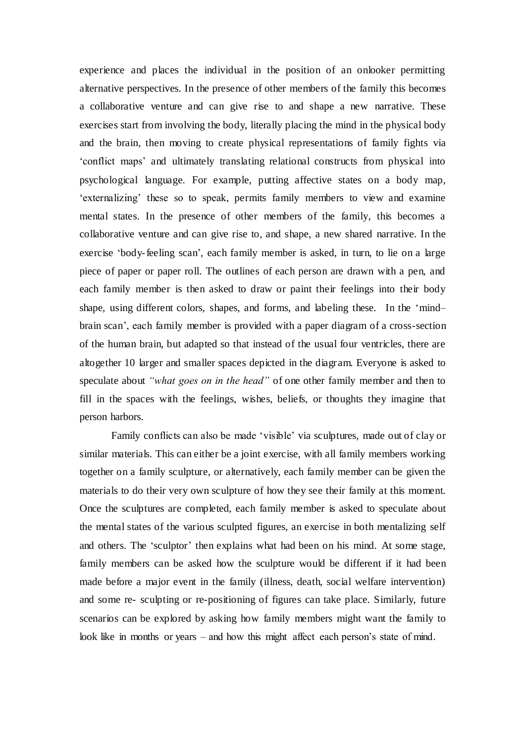experience and places the individual in the position of an onlooker permitting alternative perspectives. In the presence of other members of the family this becomes a collaborative venture and can give rise to and shape a new narrative. These exercises start from involving the body, literally placing the mind in the physical body and the brain, then moving to create physical representations of family fights via 'conflict maps' and ultimately translating relational constructs from physical into psychological language. For example, putting affective states on a body map, 'externalizing' these so to speak, permits family members to view and examine mental states. In the presence of other members of the family, this becomes a collaborative venture and can give rise to, and shape, a new shared narrative. In the exercise 'body-feeling scan', each family member is asked, in turn, to lie on a large piece of paper or paper roll. The outlines of each person are drawn with a pen, and each family member is then asked to draw or paint their feelings into their body shape, using different colors, shapes, and forms, and labeling these. In the 'mind–brain scan', each family member is provided with a paper diagram of a cross-section of the human brain, but adapted so that instead of the usual four ventricles, there are altogether 10 larger and smaller spaces depicted in the diagram. Everyone is asked to speculate about *"what goes on in the head"* of one other family member and then to fill in the spaces with the feelings, wishes, beliefs, or thoughts they imagine that person harbors.

Family conflicts can also be made 'visible' via sculptures, made out of clay or similar materials. This can either be a joint exercise, with all family members working together on a family sculpture, or alternatively, each family member can be given the materials to do their very own sculpture of how they see their family at this moment. Once the sculptures are completed, each family member is asked to speculate about the mental states of the various sculpted figures, an exercise in both mentalizing self and others. The 'sculptor' then explains what had been on his mind. At some stage, family members can be asked how the sculpture would be different if it had been made before a major event in the family (illness, death, social welfare intervention) and some re- sculpting or re-positioning of figures can take place. Similarly, future scenarios can be explored by asking how family members might want the family to look like in months or years – and how this might affect each person's state of mind.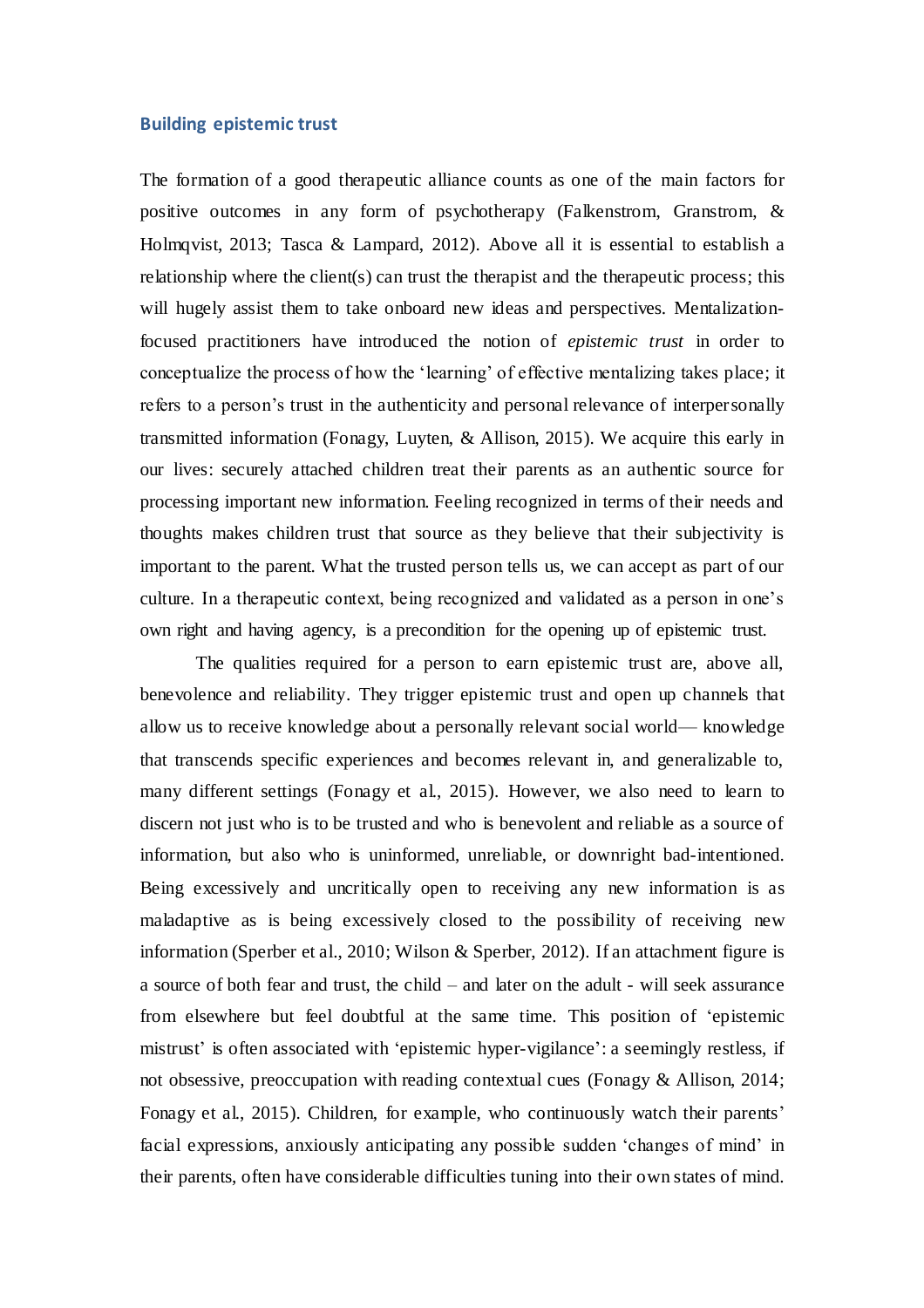### Building epistemic trust

The formation of a good therapeutic alliance counts as one of the main factors for positive outcomes in any form of psychotherapy (Falkenstrom, Granstrom, & Holmqvist, 2013; Tasca & Lampard, 2012). Above all it is essential to establish a relationship where the client(s) can trust the therapist and the therapeutic process; this will hugely assist them to take onboard new ideas and perspectives. Mentalization-focused practitioners have introduced the notion of *epistemic trust* in order to conceptualize the process of how the 'learning' of effective mentalizing takes place; it refers to a person's trust in the authenticity and personal relevance of interpersonally transmitted information (Fonagy, Luyten, & Allison, 2015). We acquire this early in our lives: securely attached children treat their parents as an authentic source for processing important new information. Feeling recognized in terms of their needs and thoughts makes children trust that source as they believe that their subjectivity is important to the parent. What the trusted person tells us, we can accept as part of our culture. In a therapeutic context, being recognized and validated as a person in one's own right and having agency, is a precondition for the opening up of epistemic trust.

The qualities required for a person to earn epistemic trust are, above all, benevolence and reliability. They trigger epistemic trust and open up channels that allow us to receive knowledge about a personally relevant social world— knowledge that transcends specific experiences and becomes relevant in, and generalizable to, many different settings (Fonagy et al., 2015). However, we also need to learn to discern not just who is to be trusted and who is benevolent and reliable as a source of information, but also who is uninformed, unreliable, or downright bad-intentioned. Being excessively and uncritically open to receiving any new information is as maladaptive as is being excessively closed to the possibility of receiving new information (Sperber et al., 2010; Wilson & Sperber, 2012). If an attachment figure is a source of both fear and trust, the child – and later on the adult - will seek assurance from elsewhere but feel doubtful at the same time. This position of 'epistemic mistrust' is often associated with 'epistemic hyper-vigilance': a seemingly restless, if not obsessive, preoccupation with reading contextual cues (Fonagy & Allison, 2014; Fonagy et al., 2015). Children, for example, who continuously watch their parents' facial expressions, anxiously anticipating any possible sudden 'changes of mind' in their parents, often have considerable difficulties tuning into their own states of mind.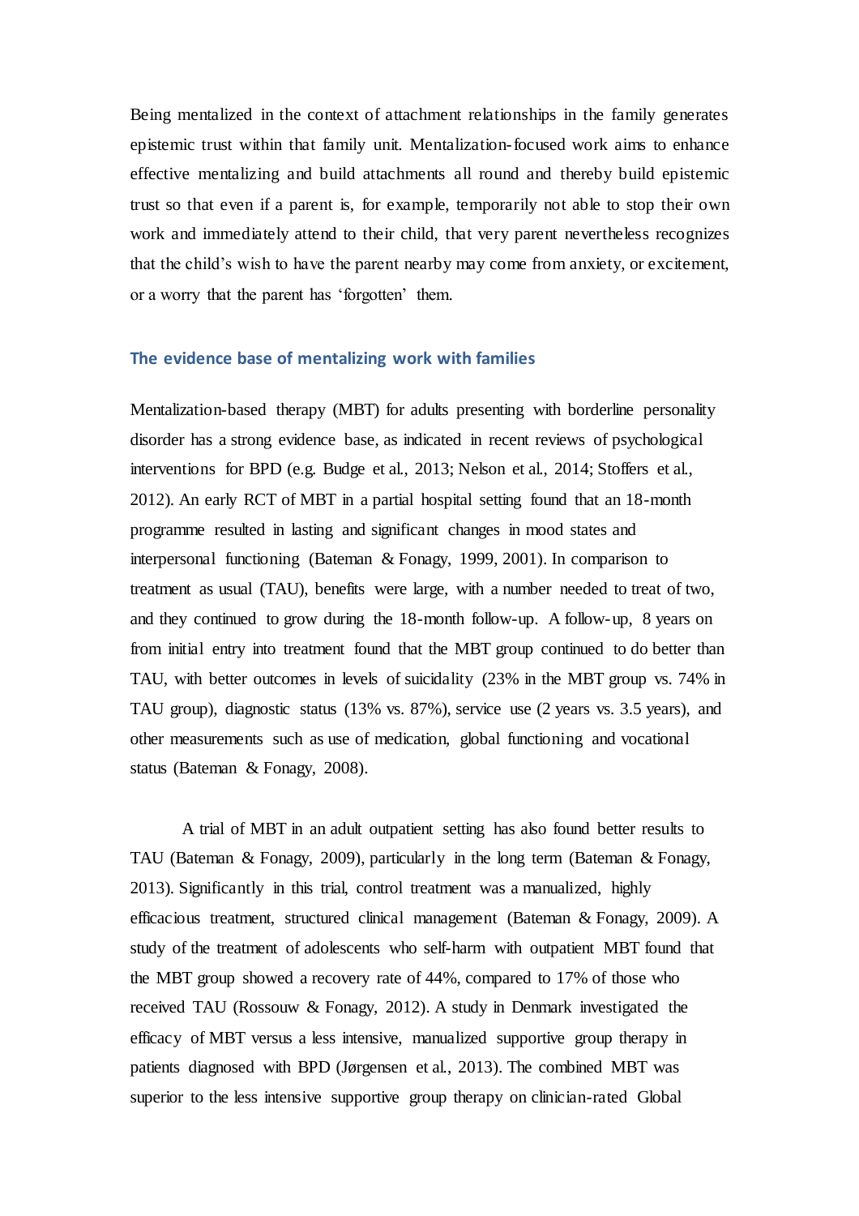Being mentalized in the context of attachment relationships in the family generates epistemic trust within that family unit. Mentalization-focused work aims to enhance effective mentalizing and build attachments all round and thereby build epistemic trust so that even if a parent is, for example, temporarily not able to stop their own work and immediately attend to their child, that very parent nevertheless recognizes that the child's wish to have the parent nearby may come from anxiety, or excitement, or a worry that the parent has 'forgotten' them.

### The evidence base of mentalizing work with families

Mentalization-based therapy (MBT) for adults presenting with borderline personality disorder has a strong evidence base, as indicated in recent reviews of psychological interventions for BPD (e.g. Budge et al., 2013; Nelson et al., 2014; Stoffers et al., 2012). An early RCT of MBT in a partial hospital setting found that an 18-month programme resulted in lasting and significant changes in mood states and interpersonal functioning (Bateman & Fonagy, 1999, 2001). In comparison to treatment as usual (TAU), benefits were large, with a number needed to treat of two, and they continued to grow during the 18-month follow-up. A follow-up, 8 years on from initial entry into treatment found that the MBT group continued to do better than TAU, with better outcomes in levels of suicidality (23% in the MBT group vs. 74% in TAU group), diagnostic status (13% vs. 87%), service use (2 years vs. 3.5 years), and other measurements such as use of medication, global functioning and vocational status (Bateman & Fonagy, 2008).

A trial of MBT in an adult outpatient setting has also found better results to TAU (Bateman & Fonagy, 2009), particularly in the long term (Bateman & Fonagy, 2013). Significantly in this trial, control treatment was a manualized, highly efficacious treatment, structured clinical management (Bateman & Fonagy, 2009). A study of the treatment of adolescents who self-harm with outpatient MBT found that the MBT group showed a recovery rate of 44%, compared to 17% of those who received TAU (Rossouw & Fonagy, 2012). A study in Denmark investigated the efficacy of MBT versus a less intensive, manualized supportive group therapy in patients diagnosed with BPD (Jørgensen et al., 2013). The combined MBT was superior to the less intensive supportive group therapy on clinician-rated Global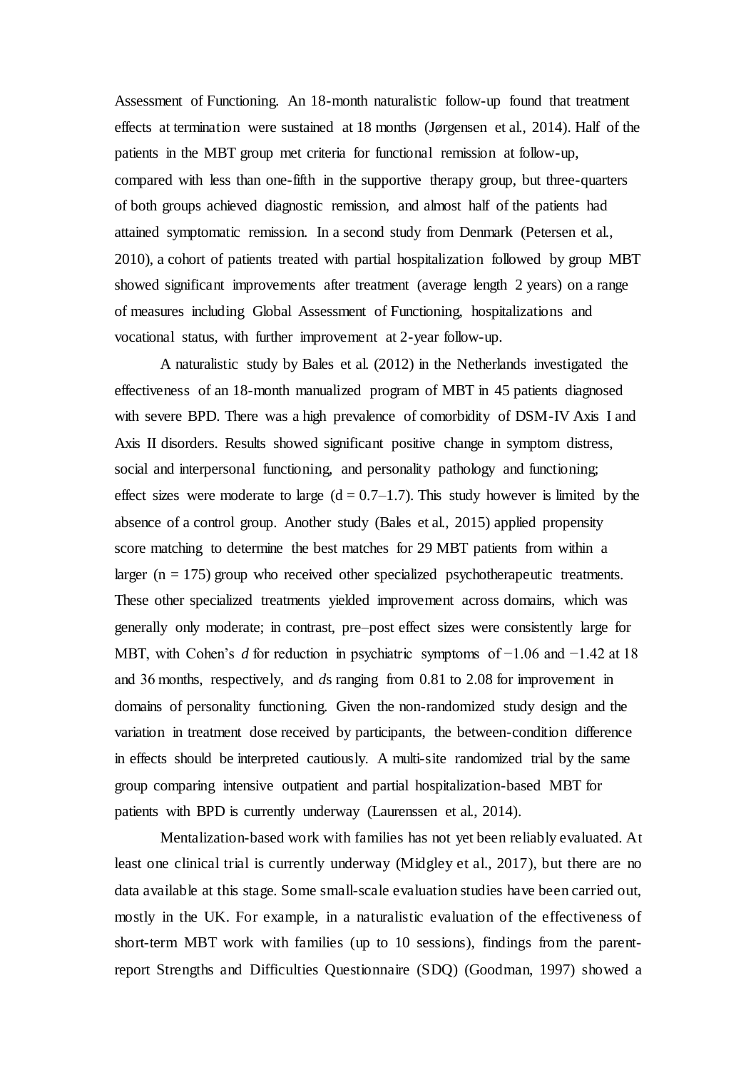Assessment of Functioning. An 18-month naturalistic follow-up found that treatment effects at termination were sustained at 18 months (Jørgensen et al., 2014). Half of the patients in the MBT group met criteria for functional remission at follow-up, compared with less than one-fifth in the supportive therapy group, but three-quarters of both groups achieved diagnostic remission, and almost half of the patients had attained symptomatic remission. In a second study from Denmark (Petersen et al., 2010), a cohort of patients treated with partial hospitalization followed by group MBT showed significant improvements after treatment (average length 2 years) on a range of measures including Global Assessment of Functioning, hospitalizations and vocational status, with further improvement at 2-year follow-up.

A naturalistic study by Bales et al. (2012) in the Netherlands investigated the effectiveness of an 18-month manualized program of MBT in 45 patients diagnosed with severe BPD. There was a high prevalence of comorbidity of DSM-IV Axis I and Axis II disorders. Results showed significant positive change in symptom distress, social and interpersonal functioning, and personality pathology and functioning; effect sizes were moderate to large ($d = 0.7–1.7$). This study however is limited by the absence of a control group. Another study (Bales et al., 2015) applied propensity score matching to determine the best matches for 29 MBT patients from within a larger ($n = 175$) group who received other specialized psychotherapeutic treatments. These other specialized treatments yielded improvement across domains, which was generally only moderate; in contrast, pre–post effect sizes were consistently large for MBT, with Cohen's *d* for reduction in psychiatric symptoms of −1.06 and −1.42 at 18 and 36 months, respectively, and *d*s ranging from 0.81 to 2.08 for improvement in domains of personality functioning. Given the non-randomized study design and the variation in treatment dose received by participants, the between-condition difference in effects should be interpreted cautiously. A multi-site randomized trial by the same group comparing intensive outpatient and partial hospitalization-based MBT for patients with BPD is currently underway (Laurenssen et al., 2014).

Mentalization-based work with families has not yet been reliably evaluated. At least one clinical trial is currently underway (Midgley et al., 2017), but there are no data available at this stage. Some small-scale evaluation studies have been carried out, mostly in the UK. For example, in a naturalistic evaluation of the effectiveness of short-term MBT work with families (up to 10 sessions), findings from the parent-report Strengths and Difficulties Questionnaire (SDQ) (Goodman, 1997) showed a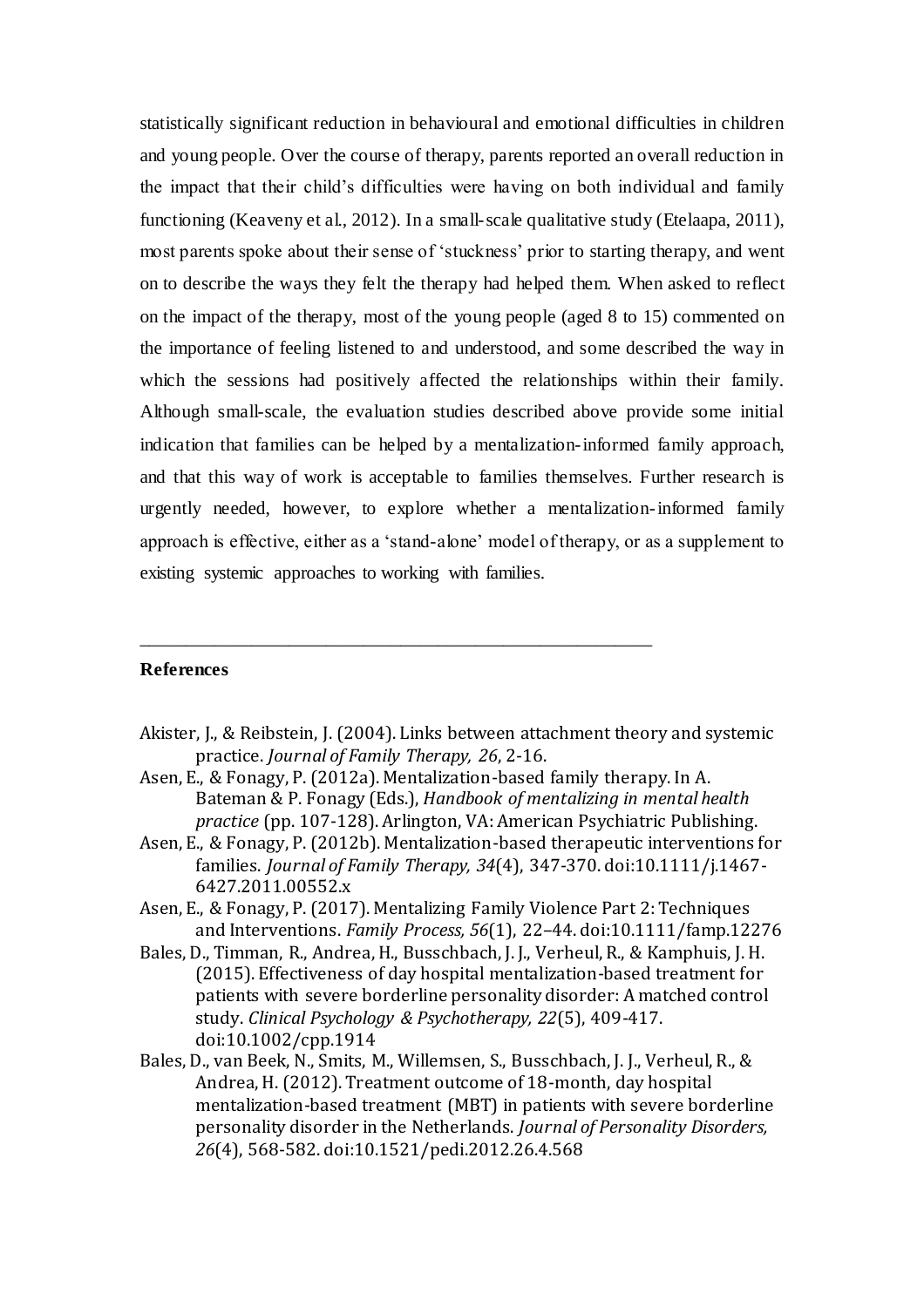statistically significant reduction in behavioural and emotional difficulties in children and young people. Over the course of therapy, parents reported an overall reduction in the impact that their child's difficulties were having on both individual and family functioning (Keaveny et al., 2012). In a small-scale qualitative study (Etelaapa, 2011), most parents spoke about their sense of 'stuckness' prior to starting therapy, and went on to describe the ways they felt the therapy had helped them. When asked to reflect on the impact of the therapy, most of the young people (aged 8 to 15) commented on the importance of feeling listened to and understood, and some described the way in which the sessions had positively affected the relationships within their family. Although small-scale, the evaluation studies described above provide some initial indication that families can be helped by a mentalization-informed family approach, and that this way of work is acceptable to families themselves. Further research is urgently needed, however, to explore whether a mentalization-informed family approach is effective, either as a 'stand-alone' model of therapy, or as a supplement to existing systemic approaches to working with families.

---

**References**

Akister, J., & Reibstein, J. (2004). Links between attachment theory and systemic practice. *Journal of Family Therapy, 26*, 2-16.

Asen, E., & Fonagy, P. (2012a). Mentalization-based family therapy. In A. Bateman & P. Fonagy (Eds.), *Handbook of mentalizing in mental health practice* (pp. 107-128). Arlington, VA: American Psychiatric Publishing.

Asen, E., & Fonagy, P. (2012b). Mentalization-based therapeutic interventions for families. *Journal of Family Therapy, 34*(4), 347-370. doi:10.1111/j.1467-6427.2011.00552.x

Asen, E., & Fonagy, P. (2017). Mentalizing Family Violence Part 2: Techniques and Interventions. *Family Process, 56*(1), 22–44. doi:10.1111/famp.12276

Bales, D., Timman, R., Andrea, H., Busschbach, J. J., Verheul, R., & Kamphuis, J. H. (2015). Effectiveness of day hospital mentalization-based treatment for patients with severe borderline personality disorder: A matched control study. *Clinical Psychology & Psychotherapy, 22*(5), 409-417. doi:10.1002/cpp.1914

Bales, D., van Beek, N., Smits, M., Willemsen, S., Busschbach, J. J., Verheul, R., & Andrea, H. (2012). Treatment outcome of 18-month, day hospital mentalization-based treatment (MBT) in patients with severe borderline personality disorder in the Netherlands. *Journal of Personality Disorders, 26*(4), 568-582. doi:10.1521/pedi.2012.26.4.568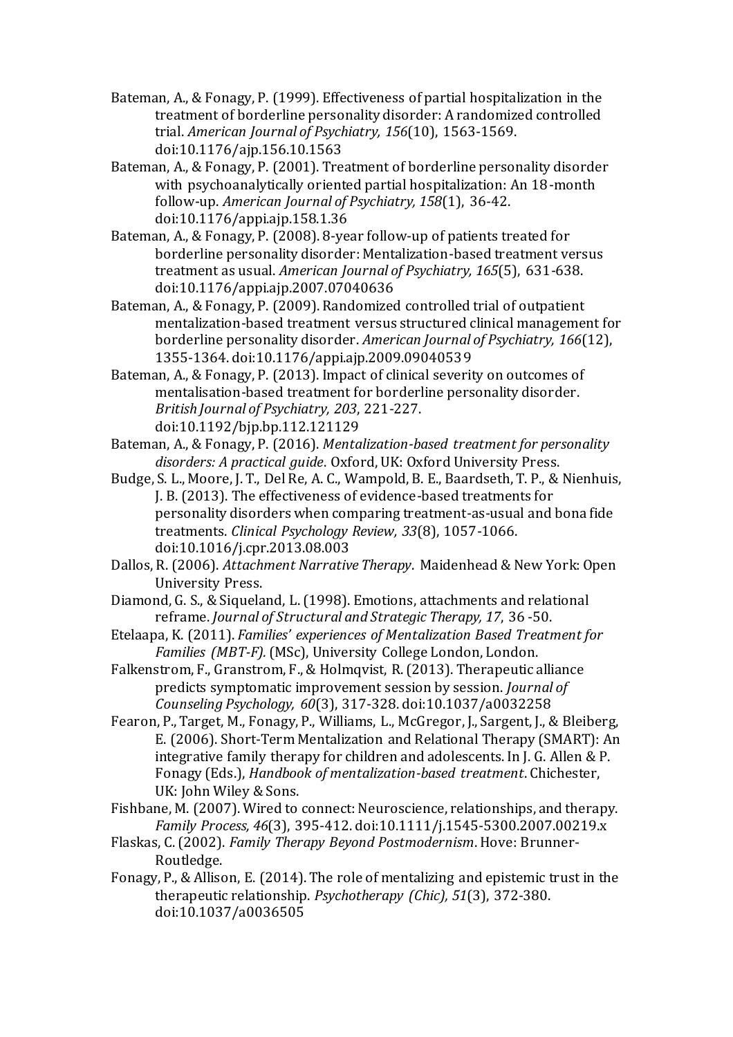Bateman, A., & Fonagy, P. (1999). Effectiveness of partial hospitalization in the treatment of borderline personality disorder: A randomized controlled trial. *American Journal of Psychiatry, 156*(10), 1563-1569. doi:10.1176/ajp.156.10.1563

Bateman, A., & Fonagy, P. (2001). Treatment of borderline personality disorder with psychoanalytically oriented partial hospitalization: An 18-month follow-up. *American Journal of Psychiatry, 158*(1), 36-42. doi:10.1176/appi.ajp.158.1.36

Bateman, A., & Fonagy, P. (2008). 8-year follow-up of patients treated for borderline personality disorder: Mentalization-based treatment versus treatment as usual. *American Journal of Psychiatry, 165*(5), 631-638. doi:10.1176/appi.ajp.2007.07040636

Bateman, A., & Fonagy, P. (2009). Randomized controlled trial of outpatient mentalization-based treatment versus structured clinical management for borderline personality disorder. *American Journal of Psychiatry, 166*(12), 1355-1364. doi:10.1176/appi.ajp.2009.09040539

Bateman, A., & Fonagy, P. (2013). Impact of clinical severity on outcomes of mentalisation-based treatment for borderline personality disorder. *British Journal of Psychiatry, 203*, 221-227. doi:10.1192/bjp.bp.112.121129

Bateman, A., & Fonagy, P. (2016). *Mentalization-based treatment for personality disorders: A practical guide*. Oxford, UK: Oxford University Press.

Budge, S. L., Moore, J. T., Del Re, A. C., Wampold, B. E., Baardseth, T. P., & Nienhuis, J. B. (2013). The effectiveness of evidence-based treatments for personality disorders when comparing treatment-as-usual and bona fide treatments. *Clinical Psychology Review, 33*(8), 1057-1066. doi:10.1016/j.cpr.2013.08.003

Dallos, R. (2006). *Attachment Narrative Therapy*. Maidenhead & New York: Open University Press.

Diamond, G. S., & Siqueland, L. (1998). Emotions, attachments and relational reframe. *Journal of Structural and Strategic Therapy, 17*, 36-50.

Etelaapa, K. (2011). *Families' experiences of Mentalization Based Treatment for Families (MBT-F).* (MSc), University College London, London.

Falkenstrom, F., Granstrom, F., & Holmqvist, R. (2013). Therapeutic alliance predicts symptomatic improvement session by session. *Journal of Counseling Psychology, 60*(3), 317-328. doi:10.1037/a0032258

Fearon, P., Target, M., Fonagy, P., Williams, L., McGregor, J., Sargent, J., & Bleiberg, E. (2006). Short-Term Mentalization and Relational Therapy (SMART): An integrative family therapy for children and adolescents. In J. G. Allen & P. Fonagy (Eds.), *Handbook of mentalization-based treatment*. Chichester, UK: John Wiley & Sons.

Fishbane, M. (2007). Wired to connect: Neuroscience, relationships, and therapy. *Family Process, 46*(3), 395-412. doi:10.1111/j.1545-5300.2007.00219.x

Flaskas, C. (2002). *Family Therapy Beyond Postmodernism*. Hove: Brunner-Routledge.

Fonagy, P., & Allison, E. (2014). The role of mentalizing and epistemic trust in the therapeutic relationship. *Psychotherapy (Chic), 51*(3), 372-380. doi:10.1037/a0036505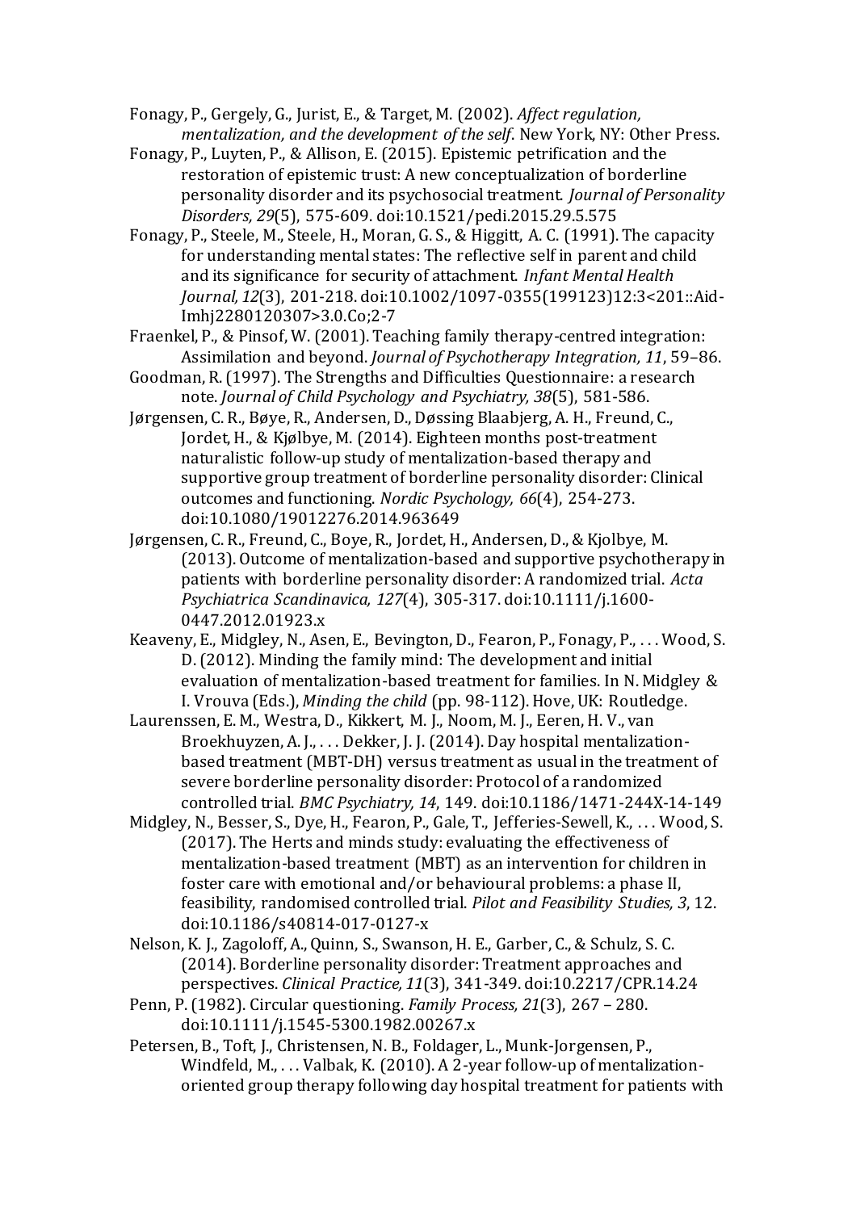Fonagy, P., Gergely, G., Jurist, E., & Target, M. (2002). *Affect regulation, mentalization, and the development of the self*. New York, NY: Other Press.

Fonagy, P., Luyten, P., & Allison, E. (2015). Epistemic petrification and the restoration of epistemic trust: A new conceptualization of borderline personality disorder and its psychosocial treatment. *Journal of Personality Disorders, 29*(5), 575-609. doi:10.1521/pedi.2015.29.5.575

Fonagy, P., Steele, M., Steele, H., Moran, G. S., & Higgitt, A. C. (1991). The capacity for understanding mental states: The reflective self in parent and child and its significance for security of attachment. *Infant Mental Health Journal, 12*(3), 201-218. doi:10.1002/1097-0355(199123)12:3<201::Aid-Imhj2280120307>3.0.Co;2-7

Fraenkel, P., & Pinsof, W. (2001). Teaching family therapy-centred integration: Assimilation and beyond. *Journal of Psychotherapy Integration, 11*, 59–86.

Goodman, R. (1997). The Strengths and Difficulties Questionnaire: a research note. *Journal of Child Psychology and Psychiatry, 38*(5), 581-586.

Jørgensen, C. R., Bøye, R., Andersen, D., Døssing Blaabjerg, A. H., Freund, C., Jordet, H., & Kjølbye, M. (2014). Eighteen months post-treatment naturalistic follow-up study of mentalization-based therapy and supportive group treatment of borderline personality disorder: Clinical outcomes and functioning. *Nordic Psychology, 66*(4), 254-273. doi:10.1080/19012276.2014.963649

Jørgensen, C. R., Freund, C., Boye, R., Jordet, H., Andersen, D., & Kjolbye, M. (2013). Outcome of mentalization-based and supportive psychotherapy in patients with borderline personality disorder: A randomized trial. *Acta Psychiatrica Scandinavica, 127*(4), 305-317. doi:10.1111/j.1600-0447.2012.01923.x

Keaveny, E., Midgley, N., Asen, E., Bevington, D., Fearon, P., Fonagy, P., . . . Wood, S. D. (2012). Minding the family mind: The development and initial evaluation of mentalization-based treatment for families. In N. Midgley & I. Vrouva (Eds.), *Minding the child* (pp. 98-112). Hove, UK: Routledge.

Laurenssen, E. M., Westra, D., Kikkert, M. J., Noom, M. J., Eeren, H. V., van Broekhuyzen, A. J., . . . Dekker, J. J. (2014). Day hospital mentalization-based treatment (MBT-DH) versus treatment as usual in the treatment of severe borderline personality disorder: Protocol of a randomized controlled trial. *BMC Psychiatry, 14*, 149. doi:10.1186/1471-244X-14-149

Midgley, N., Besser, S., Dye, H., Fearon, P., Gale, T., Jefferies-Sewell, K., . . . Wood, S. (2017). The Herts and minds study: evaluating the effectiveness of mentalization-based treatment (MBT) as an intervention for children in foster care with emotional and/or behavioural problems: a phase II, feasibility, randomised controlled trial. *Pilot and Feasibility Studies, 3*, 12. doi:10.1186/s40814-017-0127-x

Nelson, K. J., Zagoloff, A., Quinn, S., Swanson, H. E., Garber, C., & Schulz, S. C. (2014). Borderline personality disorder: Treatment approaches and perspectives. *Clinical Practice, 11*(3), 341-349. doi:10.2217/CPR.14.24

Penn, P. (1982). Circular questioning. *Family Process, 21*(3), 267 – 280. doi:10.1111/j.1545-5300.1982.00267.x

Petersen, B., Toft, J., Christensen, N. B., Foldager, L., Munk-Jorgensen, P., Windfeld, M., . . . Valbak, K. (2010). A 2-year follow-up of mentalization-oriented group therapy following day hospital treatment for patients with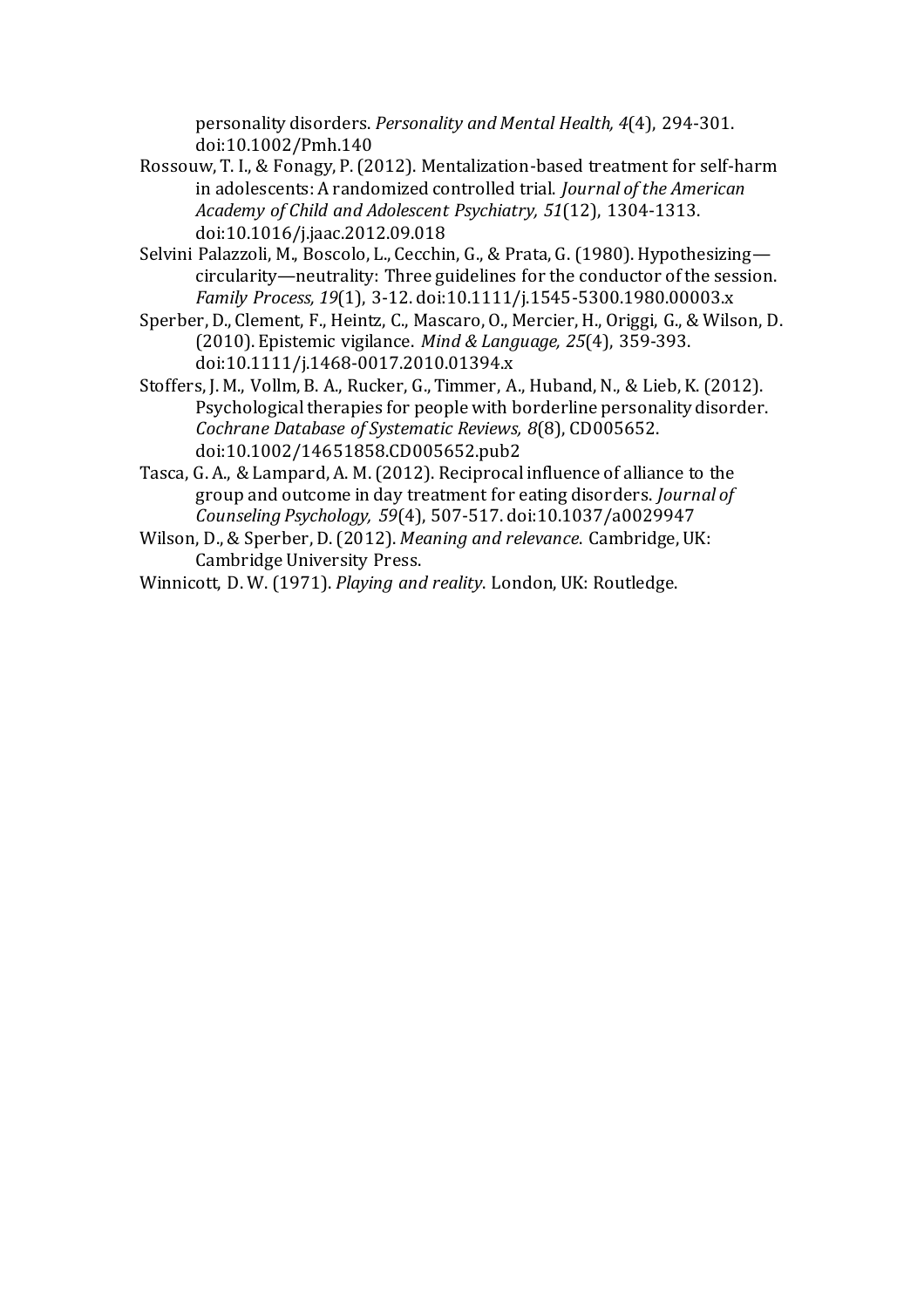personality disorders. *Personality and Mental Health, 4*(4), 294-301. doi:10.1002/Pmh.140

Rossouw, T. I., & Fonagy, P. (2012). Mentalization-based treatment for self-harm in adolescents: A randomized controlled trial. *Journal of the American Academy of Child and Adolescent Psychiatry, 51*(12), 1304-1313. doi:10.1016/j.jaac.2012.09.018

Selvini Palazzoli, M., Boscolo, L., Cecchin, G., & Prata, G. (1980). Hypothesizing—circularity—neutrality: Three guidelines for the conductor of the session. *Family Process, 19*(1), 3-12. doi:10.1111/j.1545-5300.1980.00003.x

Sperber, D., Clement, F., Heintz, C., Mascaro, O., Mercier, H., Origgi, G., & Wilson, D. (2010). Epistemic vigilance. *Mind & Language, 25*(4), 359-393. doi:10.1111/j.1468-0017.2010.01394.x

Stoffers, J. M., Vollm, B. A., Rucker, G., Timmer, A., Huband, N., & Lieb, K. (2012). Psychological therapies for people with borderline personality disorder. *Cochrane Database of Systematic Reviews, 8*(8), CD005652. doi:10.1002/14651858.CD005652.pub2

Tasca, G. A., & Lampard, A. M. (2012). Reciprocal influence of alliance to the group and outcome in day treatment for eating disorders. *Journal of Counseling Psychology, 59*(4), 507-517. doi:10.1037/a0029947

Wilson, D., & Sperber, D. (2012). *Meaning and relevance*. Cambridge, UK: Cambridge University Press.

Winnicott, D. W. (1971). *Playing and reality*. London, UK: Routledge.